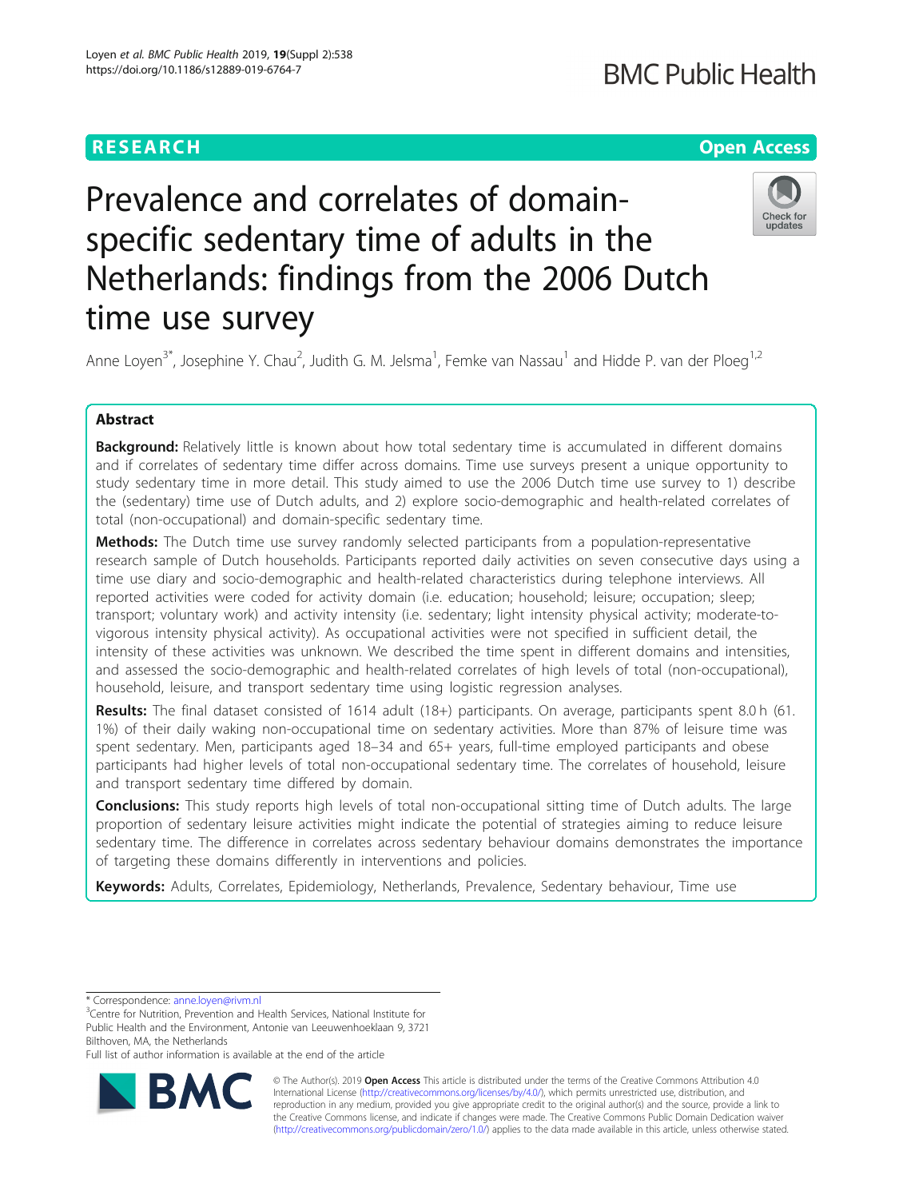RESEARCH Open Access

# Prevalence and correlates of domain-specific sedentary time of adults in the Netherlands: findings from the 2006 Dutch time use survey

Anne Loyen[3*], Josephine Y. Chau[2], Judith G. M. Jelsma[1], Femke van Nassau[1] and Hidde P. van der Ploeg[1,2]

## Abstract

**Background:** Relatively little is known about how total sedentary time is accumulated in different domains and if correlates of sedentary time differ across domains. Time use surveys present a unique opportunity to study sedentary time in more detail. This study aimed to use the 2006 Dutch time use survey to 1) describe the (sedentary) time use of Dutch adults, and 2) explore socio-demographic and health-related correlates of total (non-occupational) and domain-specific sedentary time.

**Methods:** The Dutch time use survey randomly selected participants from a population-representative research sample of Dutch households. Participants reported daily activities on seven consecutive days using a time use diary and socio-demographic and health-related characteristics during telephone interviews. All reported activities were coded for activity domain (i.e. education; household; leisure; occupation; sleep; transport; voluntary work) and activity intensity (i.e. sedentary; light intensity physical activity; moderate-to-vigorous intensity physical activity). As occupational activities were not specified in sufficient detail, the intensity of these activities was unknown. We described the time spent in different domains and intensities, and assessed the socio-demographic and health-related correlates of high levels of total (non-occupational), household, leisure, and transport sedentary time using logistic regression analyses.

**Results:** The final dataset consisted of 1614 adult (18+) participants. On average, participants spent 8.0 h (61.1%) of their daily waking non-occupational time on sedentary activities. More than 87% of leisure time was spent sedentary. Men, participants aged 18–34 and 65+ years, full-time employed participants and obese participants had higher levels of total non-occupational sedentary time. The correlates of household, leisure and transport sedentary time differed by domain.

**Conclusions:** This study reports high levels of total non-occupational sitting time of Dutch adults. The large proportion of sedentary leisure activities might indicate the potential of strategies aiming to reduce leisure sedentary time. The difference in correlates across sedentary behaviour domains demonstrates the importance of targeting these domains differently in interventions and policies.

**Keywords:** Adults, Correlates, Epidemiology, Netherlands, Prevalence, Sedentary behaviour, Time use

---

* Correspondence: anne.loyen@rivm.nl
[3]Centre for Nutrition, Prevention and Health Services, National Institute for Public Health and the Environment, Antonie van Leeuwenhoeklaan 9, 3721 Bilthoven, MA, the Netherlands
Full list of author information is available at the end of the article

© The Author(s). 2019 **Open Access** This article is distributed under the terms of the Creative Commons Attribution 4.0 International License (http://creativecommons.org/licenses/by/4.0/), which permits unrestricted use, distribution, and reproduction in any medium, provided you give appropriate credit to the original author(s) and the source, provide a link to the Creative Commons license, and indicate if changes were made. The Creative Commons Public Domain Dedication waiver (http://creativecommons.org/publicdomain/zero/1.0/) applies to the data made available in this article, unless otherwise stated.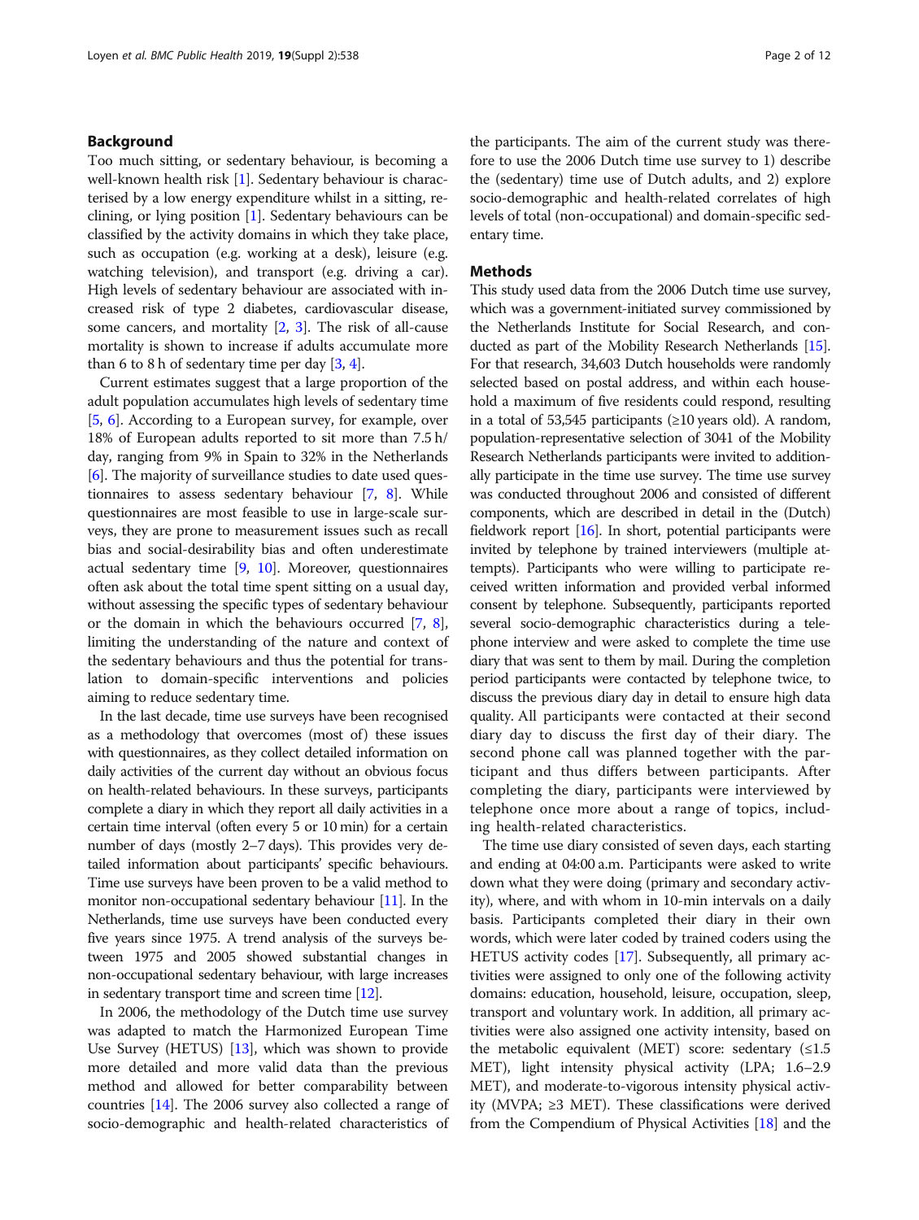## Background

Too much sitting, or sedentary behaviour, is becoming a well-known health risk [1]. Sedentary behaviour is characterised by a low energy expenditure whilst in a sitting, reclining, or lying position [1]. Sedentary behaviours can be classified by the activity domains in which they take place, such as occupation (e.g. working at a desk), leisure (e.g. watching television), and transport (e.g. driving a car). High levels of sedentary behaviour are associated with increased risk of type 2 diabetes, cardiovascular disease, some cancers, and mortality [2, 3]. The risk of all-cause mortality is shown to increase if adults accumulate more than 6 to 8 h of sedentary time per day [3, 4].

Current estimates suggest that a large proportion of the adult population accumulates high levels of sedentary time [5, 6]. According to a European survey, for example, over 18% of European adults reported to sit more than 7.5 h/day, ranging from 9% in Spain to 32% in the Netherlands [6]. The majority of surveillance studies to date used questionnaires to assess sedentary behaviour [7, 8]. While questionnaires are most feasible to use in large-scale surveys, they are prone to measurement issues such as recall bias and social-desirability bias and often underestimate actual sedentary time [9, 10]. Moreover, questionnaires often ask about the total time spent sitting on a usual day, without assessing the specific types of sedentary behaviour or the domain in which the behaviours occurred [7, 8], limiting the understanding of the nature and context of the sedentary behaviours and thus the potential for translation to domain-specific interventions and policies aiming to reduce sedentary time.

In the last decade, time use surveys have been recognised as a methodology that overcomes (most of) these issues with questionnaires, as they collect detailed information on daily activities of the current day without an obvious focus on health-related behaviours. In these surveys, participants complete a diary in which they report all daily activities in a certain time interval (often every 5 or 10 min) for a certain number of days (mostly 2–7 days). This provides very detailed information about participants' specific behaviours. Time use surveys have been proven to be a valid method to monitor non-occupational sedentary behaviour [11]. In the Netherlands, time use surveys have been conducted every five years since 1975. A trend analysis of the surveys between 1975 and 2005 showed substantial changes in non-occupational sedentary behaviour, with large increases in sedentary transport time and screen time [12].

In 2006, the methodology of the Dutch time use survey was adapted to match the Harmonized European Time Use Survey (HETUS) [13], which was shown to provide more detailed and more valid data than the previous method and allowed for better comparability between countries [14]. The 2006 survey also collected a range of socio-demographic and health-related characteristics of the participants. The aim of the current study was therefore to use the 2006 Dutch time use survey to 1) describe the (sedentary) time use of Dutch adults, and 2) explore socio-demographic and health-related correlates of high levels of total (non-occupational) and domain-specific sedentary time.

## Methods

This study used data from the 2006 Dutch time use survey, which was a government-initiated survey commissioned by the Netherlands Institute for Social Research, and conducted as part of the Mobility Research Netherlands [15]. For that research, 34,603 Dutch households were randomly selected based on postal address, and within each household a maximum of five residents could respond, resulting in a total of 53,545 participants (≥10 years old). A random, population-representative selection of 3041 of the Mobility Research Netherlands participants were invited to additionally participate in the time use survey. The time use survey was conducted throughout 2006 and consisted of different components, which are described in detail in the (Dutch) fieldwork report [16]. In short, potential participants were invited by telephone by trained interviewers (multiple attempts). Participants who were willing to participate received written information and provided verbal informed consent by telephone. Subsequently, participants reported several socio-demographic characteristics during a telephone interview and were asked to complete the time use diary that was sent to them by mail. During the completion period participants were contacted by telephone twice, to discuss the previous diary day in detail to ensure high data quality. All participants were contacted at their second diary day to discuss the first day of their diary. The second phone call was planned together with the participant and thus differs between participants. After completing the diary, participants were interviewed by telephone once more about a range of topics, including health-related characteristics.

The time use diary consisted of seven days, each starting and ending at 04:00 a.m. Participants were asked to write down what they were doing (primary and secondary activity), where, and with whom in 10-min intervals on a daily basis. Participants completed their diary in their own words, which were later coded by trained coders using the HETUS activity codes [17]. Subsequently, all primary activities were assigned to only one of the following activity domains: education, household, leisure, occupation, sleep, transport and voluntary work. In addition, all primary activities were also assigned one activity intensity, based on the metabolic equivalent (MET) score: sedentary (≤1.5 MET), light intensity physical activity (LPA; 1.6–2.9 MET), and moderate-to-vigorous intensity physical activity (MVPA; ≥3 MET). These classifications were derived from the Compendium of Physical Activities [18] and the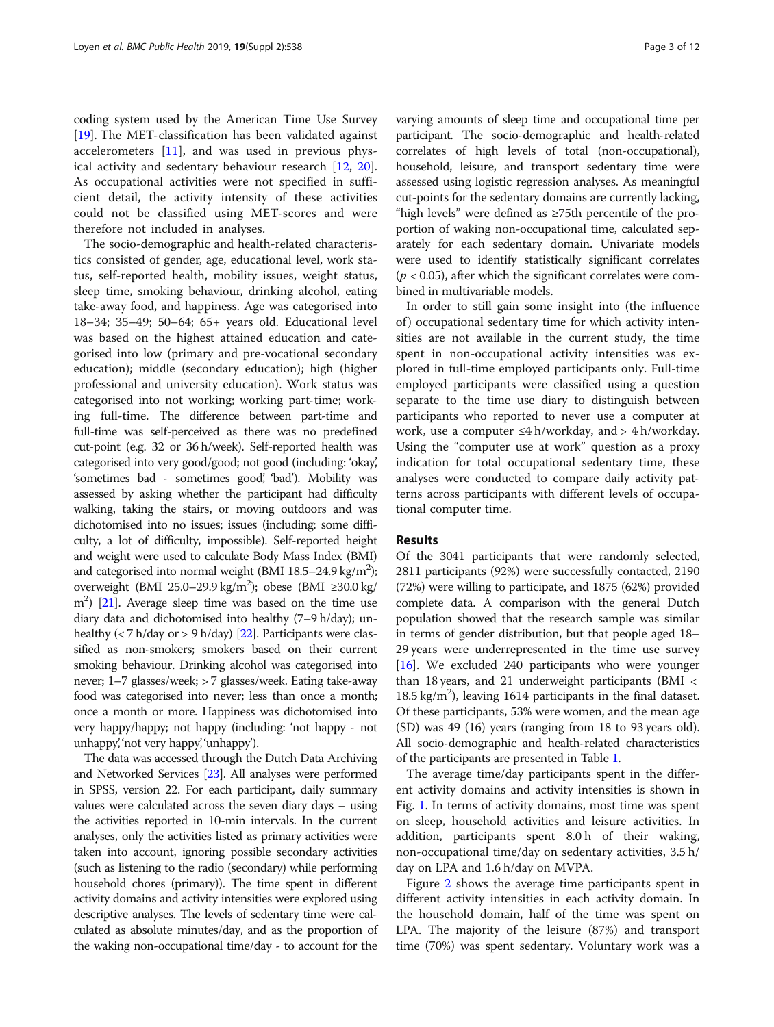coding system used by the American Time Use Survey [19]. The MET-classification has been validated against accelerometers [11], and was used in previous physical activity and sedentary behaviour research [12, 20]. As occupational activities were not specified in sufficient detail, the activity intensity of these activities could not be classified using MET-scores and were therefore not included in analyses.

The socio-demographic and health-related characteristics consisted of gender, age, educational level, work status, self-reported health, mobility issues, weight status, sleep time, smoking behaviour, drinking alcohol, eating take-away food, and happiness. Age was categorised into 18–34; 35–49; 50–64; 65+ years old. Educational level was based on the highest attained education and categorised into low (primary and pre-vocational secondary education); middle (secondary education); high (higher professional and university education). Work status was categorised into not working; working part-time; working full-time. The difference between part-time and full-time was self-perceived as there was no predefined cut-point (e.g. 32 or 36 h/week). Self-reported health was categorised into very good/good; not good (including: 'okay', 'sometimes bad - sometimes good', 'bad'). Mobility was assessed by asking whether the participant had difficulty walking, taking the stairs, or moving outdoors and was dichotomised into no issues; issues (including: some difficulty, a lot of difficulty, impossible). Self-reported height and weight were used to calculate Body Mass Index (BMI) and categorised into normal weight (BMI 18.5–24.9 kg/m$^2$); overweight (BMI 25.0–29.9 kg/m$^2$); obese (BMI ≥30.0 kg/m$^2$) [21]. Average sleep time was based on the time use diary data and dichotomised into healthy (7–9 h/day); unhealthy (< 7 h/day or > 9 h/day) [22]. Participants were classified as non-smokers; smokers based on their current smoking behaviour. Drinking alcohol was categorised into never; 1–7 glasses/week; > 7 glasses/week. Eating take-away food was categorised into never; less than once a month; once a month or more. Happiness was dichotomised into very happy/happy; not happy (including: 'not happy - not unhappy', 'not very happy', 'unhappy').

The data was accessed through the Dutch Data Archiving and Networked Services [23]. All analyses were performed in SPSS, version 22. For each participant, daily summary values were calculated across the seven diary days – using the activities reported in 10-min intervals. In the current analyses, only the activities listed as primary activities were taken into account, ignoring possible secondary activities (such as listening to the radio (secondary) while performing household chores (primary)). The time spent in different activity domains and activity intensities were explored using descriptive analyses. The levels of sedentary time were calculated as absolute minutes/day, and as the proportion of the waking non-occupational time/day - to account for the varying amounts of sleep time and occupational time per participant. The socio-demographic and health-related correlates of high levels of total (non-occupational), household, leisure, and transport sedentary time were assessed using logistic regression analyses. As meaningful cut-points for the sedentary domains are currently lacking, "high levels" were defined as ≥75th percentile of the proportion of waking non-occupational time, calculated separately for each sedentary domain. Univariate models were used to identify statistically significant correlates ($p < 0.05$), after which the significant correlates were combined in multivariable models.

In order to still gain some insight into (the influence of) occupational sedentary time for which activity intensities are not available in the current study, the time spent in non-occupational activity intensities was explored in full-time employed participants only. Full-time employed participants were classified using a question separate to the time use diary to distinguish between participants who reported to never use a computer at work, use a computer ≤4 h/workday, and > 4 h/workday. Using the "computer use at work" question as a proxy indication for total occupational sedentary time, these analyses were conducted to compare daily activity patterns across participants with different levels of occupational computer time.

## Results

Of the 3041 participants that were randomly selected, 2811 participants (92%) were successfully contacted, 2190 (72%) were willing to participate, and 1875 (62%) provided complete data. A comparison with the general Dutch population showed that the research sample was similar in terms of gender distribution, but that people aged 18–29 years were underrepresented in the time use survey [16]. We excluded 240 participants who were younger than 18 years, and 21 underweight participants (BMI < 18.5 kg/m$^2$), leaving 1614 participants in the final dataset. Of these participants, 53% were women, and the mean age (SD) was 49 (16) years (ranging from 18 to 93 years old). All socio-demographic and health-related characteristics of the participants are presented in Table 1.

The average time/day participants spent in the different activity domains and activity intensities is shown in Fig. 1. In terms of activity domains, most time was spent on sleep, household activities and leisure activities. In addition, participants spent 8.0 h of their waking, non-occupational time/day on sedentary activities, 3.5 h/day on LPA and 1.6 h/day on MVPA.

Figure 2 shows the average time participants spent in different activity intensities in each activity domain. In the household domain, half of the time was spent on LPA. The majority of the leisure (87%) and transport time (70%) was spent sedentary. Voluntary work was a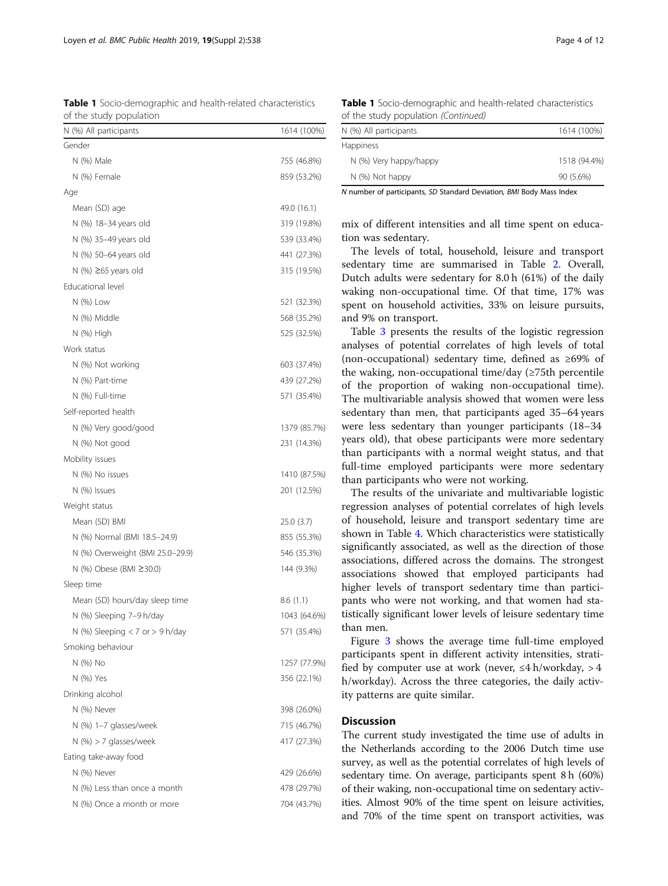**Table 1** Socio-demographic and health-related characteristics of the study population

| N (%) All participants | 1614 (100%) |
| --- | --- |
| Gender | |
| N (%) Male | 755 (46.8%) |
| N (%) Female | 859 (53.2%) |
| Age | |
| Mean (SD) age | 49.0 (16.1) |
| N (%) 18–34 years old | 319 (19.8%) |
| N (%) 35–49 years old | 539 (33.4%) |
| N (%) 50–64 years old | 441 (27.3%) |
| N (%) ≥65 years old | 315 (19.5%) |
| Educational level | |
| N (%) Low | 521 (32.3%) |
| N (%) Middle | 568 (35.2%) |
| N (%) High | 525 (32.5%) |
| Work status | |
| N (%) Not working | 603 (37.4%) |
| N (%) Part-time | 439 (27.2%) |
| N (%) Full-time | 571 (35.4%) |
| Self-reported health | |
| N (%) Very good/good | 1379 (85.7%) |
| N (%) Not good | 231 (14.3%) |
| Mobility issues | |
| N (%) No issues | 1410 (87.5%) |
| N (%) Issues | 201 (12.5%) |
| Weight status | |
| Mean (SD) BMI | 25.0 (3.7) |
| N (%) Normal (BMI 18.5–24.9) | 855 (55.3%) |
| N (%) Overweight (BMI 25.0–29.9) | 546 (35.3%) |
| N (%) Obese (BMI ≥30.0) | 144 (9.3%) |
| Sleep time | |
| Mean (SD) hours/day sleep time | 8.6 (1.1) |
| N (%) Sleeping 7–9 h/day | 1043 (64.6%) |
| N (%) Sleeping < 7 or > 9 h/day | 571 (35.4%) |
| Smoking behaviour | |
| N (%) No | 1257 (77.9%) |
| N (%) Yes | 356 (22.1%) |
| Drinking alcohol | |
| N (%) Never | 398 (26.0%) |
| N (%) 1–7 glasses/week | 715 (46.7%) |
| N (%) > 7 glasses/week | 417 (27.3%) |
| Eating take-away food | |
| N (%) Never | 429 (26.6%) |
| N (%) Less than once a month | 478 (29.7%) |
| N (%) Once a month or more | 704 (43.7%) |
| Happiness | |
| N (%) Very happy/happy | 1518 (94.4%) |
| N (%) Not happy | 90 (5.6%) |

*N* number of participants, *SD* Standard Deviation, *BMI* Body Mass Index

mix of different intensities and all time spent on education was sedentary.

The levels of total, household, leisure and transport sedentary time are summarised in Table 2. Overall, Dutch adults were sedentary for 8.0 h (61%) of the daily waking non-occupational time. Of that time, 17% was spent on household activities, 33% on leisure pursuits, and 9% on transport.

Table 3 presents the results of the logistic regression analyses of potential correlates of high levels of total (non-occupational) sedentary time, defined as ≥69% of the waking, non-occupational time/day (≥75th percentile of the proportion of waking non-occupational time). The multivariable analysis showed that women were less sedentary than men, that participants aged 35–64 years were less sedentary than younger participants (18–34 years old), that obese participants were more sedentary than participants with a normal weight status, and that full-time employed participants were more sedentary than participants who were not working.

The results of the univariate and multivariable logistic regression analyses of potential correlates of high levels of household, leisure and transport sedentary time are shown in Table 4. Which characteristics were statistically significantly associated, as well as the direction of those associations, differed across the domains. The strongest associations showed that employed participants had higher levels of transport sedentary time than participants who were not working, and that women had statistically significant lower levels of leisure sedentary time than men.

Figure 3 shows the average time full-time employed participants spent in different activity intensities, stratified by computer use at work (never, ≤4 h/workday, > 4 h/workday). Across the three categories, the daily activity patterns are quite similar.

## Discussion

The current study investigated the time use of adults in the Netherlands according to the 2006 Dutch time use survey, as well as the potential correlates of high levels of sedentary time. On average, participants spent 8 h (60%) of their waking, non-occupational time on sedentary activities. Almost 90% of the time spent on leisure activities, and 70% of the time spent on transport activities, was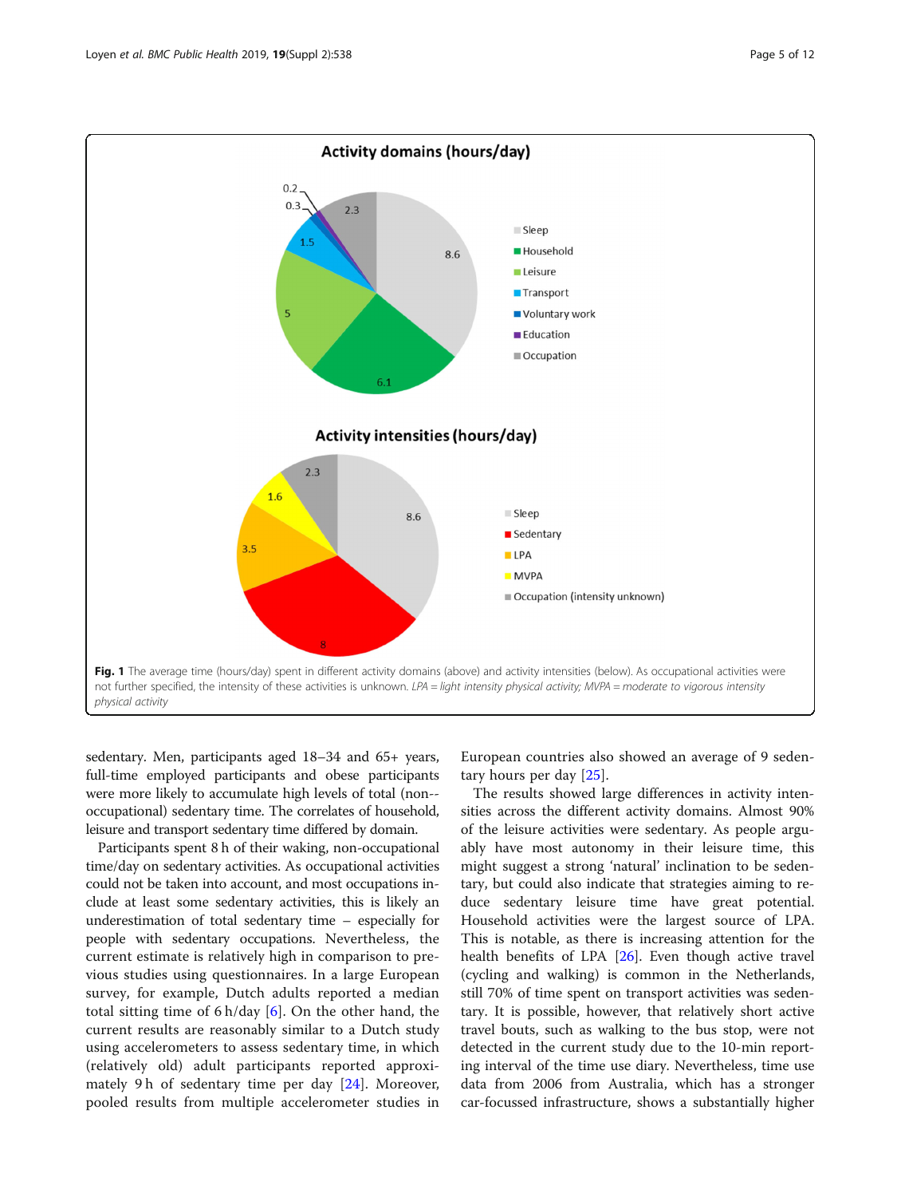Fig. 1 The average time (hours/day) spent in different activity domains (above) and activity intensities (below). As occupational activities were not further specified, the intensity of these activities is unknown. *LPA = light intensity physical activity; MVPA = moderate to vigorous intensity physical activity*

sedentary. Men, participants aged 18–34 and 65+ years, full-time employed participants and obese participants were more likely to accumulate high levels of total (non--occupational) sedentary time. The correlates of household, leisure and transport sedentary time differed by domain.

Participants spent 8 h of their waking, non-occupational time/day on sedentary activities. As occupational activities could not be taken into account, and most occupations include at least some sedentary activities, this is likely an underestimation of total sedentary time – especially for people with sedentary occupations. Nevertheless, the current estimate is relatively high in comparison to previous studies using questionnaires. In a large European survey, for example, Dutch adults reported a median total sitting time of 6 h/day [6]. On the other hand, the current results are reasonably similar to a Dutch study using accelerometers to assess sedentary time, in which (relatively old) adult participants reported approximately 9 h of sedentary time per day [24]. Moreover, pooled results from multiple accelerometer studies in European countries also showed an average of 9 sedentary hours per day [25].

The results showed large differences in activity intensities across the different activity domains. Almost 90% of the leisure activities were sedentary. As people arguably have most autonomy in their leisure time, this might suggest a strong 'natural' inclination to be sedentary, but could also indicate that strategies aiming to reduce sedentary leisure time have great potential. Household activities were the largest source of LPA. This is notable, as there is increasing attention for the health benefits of LPA [26]. Even though active travel (cycling and walking) is common in the Netherlands, still 70% of time spent on transport activities was sedentary. It is possible, however, that relatively short active travel bouts, such as walking to the bus stop, were not detected in the current study due to the 10-min reporting interval of the time use diary. Nevertheless, time use data from 2006 from Australia, which has a stronger car-focussed infrastructure, shows a substantially higher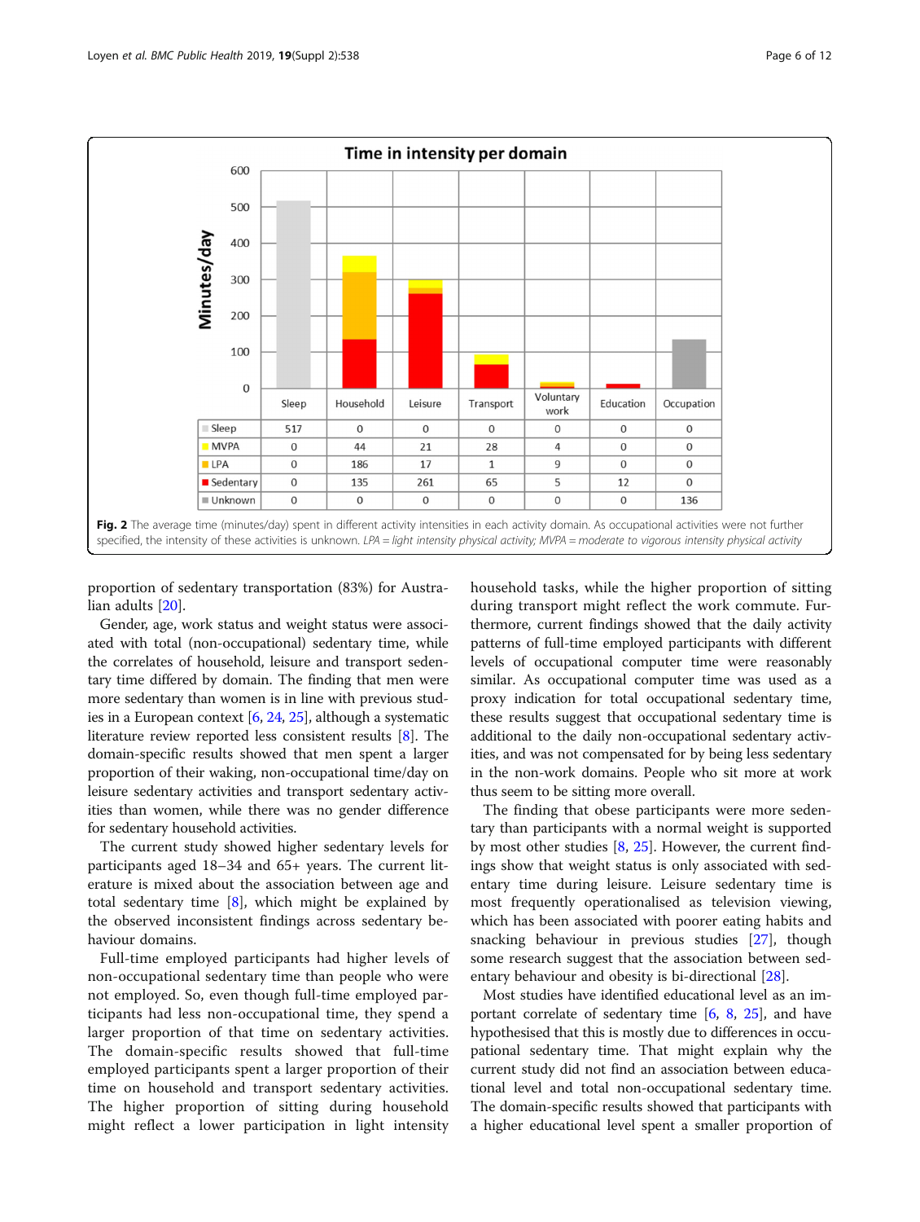Time in intensity per domain

Minutes/day

600
500
400
300
200
100
0

Sleep, Household, Leisure, Transport, Voluntary work, Education, Occupation

Sleep 517 0 0 0 0 0 0
MVPA 0 44 21 28 4 0 0
LPA 0 186 17 1 9 0 0
Sedentary 0 135 261 65 5 12 0
Unknown 0 0 0 0 0 0 136

**Fig. 2** The average time (minutes/day) spent in different activity intensities in each activity domain. As occupational activities were not further specified, the intensity of these activities is unknown. *LPA = light intensity physical activity; MVPA = moderate to vigorous intensity physical activity*

proportion of sedentary transportation (83%) for Australian adults [20].

Gender, age, work status and weight status were associated with total (non-occupational) sedentary time, while the correlates of household, leisure and transport sedentary time differed by domain. The finding that men were more sedentary than women is in line with previous studies in a European context [6, 24, 25], although a systematic literature review reported less consistent results [8]. The domain-specific results showed that men spent a larger proportion of their waking, non-occupational time/day on leisure sedentary activities and transport sedentary activities than women, while there was no gender difference for sedentary household activities.

The current study showed higher sedentary levels for participants aged 18–34 and 65+ years. The current literature is mixed about the association between age and total sedentary time [8], which might be explained by the observed inconsistent findings across sedentary behaviour domains.

Full-time employed participants had higher levels of non-occupational sedentary time than people who were not employed. So, even though full-time employed participants had less non-occupational time, they spend a larger proportion of that time on sedentary activities. The domain-specific results showed that full-time employed participants spent a larger proportion of their time on household and transport sedentary activities. The higher proportion of sitting during household might reflect a lower participation in light intensity household tasks, while the higher proportion of sitting during transport might reflect the work commute. Furthermore, current findings showed that the daily activity patterns of full-time employed participants with different levels of occupational computer time were reasonably similar. As occupational computer time was used as a proxy indication for total occupational sedentary time, these results suggest that occupational sedentary time is additional to the daily non-occupational sedentary activities, and was not compensated for by being less sedentary in the non-work domains. People who sit more at work thus seem to be sitting more overall.

The finding that obese participants were more sedentary than participants with a normal weight is supported by most other studies [8, 25]. However, the current findings show that weight status is only associated with sedentary time during leisure. Leisure sedentary time is most frequently operationalised as television viewing, which has been associated with poorer eating habits and snacking behaviour in previous studies [27], though some research suggest that the association between sedentary behaviour and obesity is bi-directional [28].

Most studies have identified educational level as an important correlate of sedentary time [6, 8, 25], and have hypothesised that this is mostly due to differences in occupational sedentary time. That might explain why the current study did not find an association between educational level and total non-occupational sedentary time. The domain-specific results showed that participants with a higher educational level spent a smaller proportion of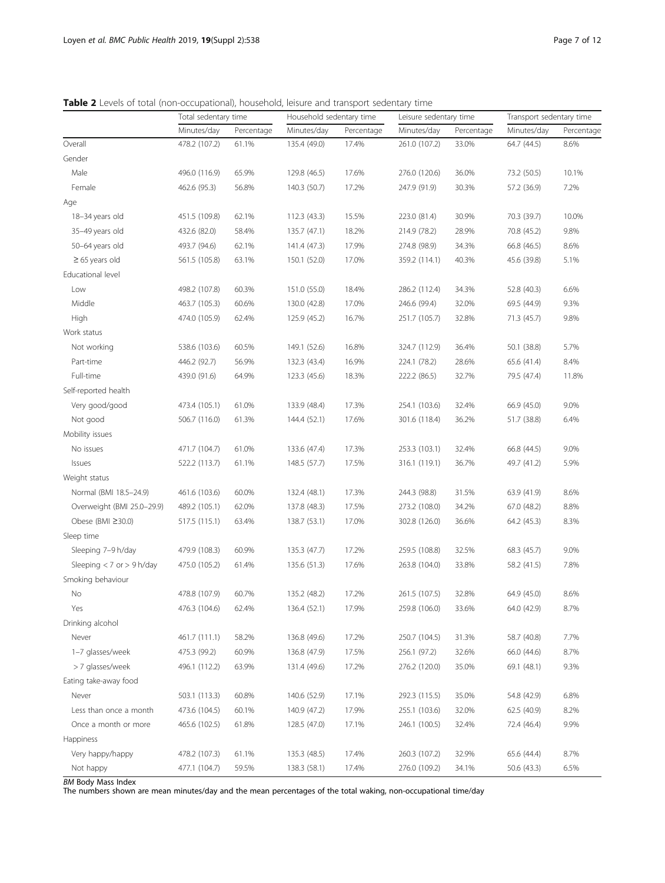**Table 2** Levels of total (non-occupational), household, leisure and transport sedentary time

| | Total sedentary time | | Household sedentary time | | Leisure sedentary time | | Transport sedentary time | |
|---|---|---|---|---|---|---|---|---|
| | Minutes/day | Percentage | Minutes/day | Percentage | Minutes/day | Percentage | Minutes/day | Percentage |
| Overall | 478.2 (107.2) | 61.1% | 135.4 (49.0) | 17.4% | 261.0 (107.2) | 33.0% | 64.7 (44.5) | 8.6% |
| Gender | | | | | | | | |
| Male | 496.0 (116.9) | 65.9% | 129.8 (46.5) | 17.6% | 276.0 (120.6) | 36.0% | 73.2 (50.5) | 10.1% |
| Female | 462.6 (95.3) | 56.8% | 140.3 (50.7) | 17.2% | 247.9 (91.9) | 30.3% | 57.2 (36.9) | 7.2% |
| Age | | | | | | | | |
| 18–34 years old | 451.5 (109.8) | 62.1% | 112.3 (43.3) | 15.5% | 223.0 (81.4) | 30.9% | 70.3 (39.7) | 10.0% |
| 35–49 years old | 432.6 (82.0) | 58.4% | 135.7 (47.1) | 18.2% | 214.9 (78.2) | 28.9% | 70.8 (45.2) | 9.8% |
| 50–64 years old | 493.7 (94.6) | 62.1% | 141.4 (47.3) | 17.9% | 274.8 (98.9) | 34.3% | 66.8 (46.5) | 8.6% |
| ≥ 65 years old | 561.5 (105.8) | 63.1% | 150.1 (52.0) | 17.0% | 359.2 (114.1) | 40.3% | 45.6 (39.8) | 5.1% |
| Educational level | | | | | | | | |
| Low | 498.2 (107.8) | 60.3% | 151.0 (55.0) | 18.4% | 286.2 (112.4) | 34.3% | 52.8 (40.3) | 6.6% |
| Middle | 463.7 (105.3) | 60.6% | 130.0 (42.8) | 17.0% | 246.6 (99.4) | 32.0% | 69.5 (44.9) | 9.3% |
| High | 474.0 (105.9) | 62.4% | 125.9 (45.2) | 16.7% | 251.7 (105.7) | 32.8% | 71.3 (45.7) | 9.8% |
| Work status | | | | | | | | |
| Not working | 538.6 (103.6) | 60.5% | 149.1 (52.6) | 16.8% | 324.7 (112.9) | 36.4% | 50.1 (38.8) | 5.7% |
| Part-time | 446.2 (92.7) | 56.9% | 132.3 (43.4) | 16.9% | 224.1 (78.2) | 28.6% | 65.6 (41.4) | 8.4% |
| Full-time | 439.0 (91.6) | 64.9% | 123.3 (45.6) | 18.3% | 222.2 (86.5) | 32.7% | 79.5 (47.4) | 11.8% |
| Self-reported health | | | | | | | | |
| Very good/good | 473.4 (105.1) | 61.0% | 133.9 (48.4) | 17.3% | 254.1 (103.6) | 32.4% | 66.9 (45.0) | 9.0% |
| Not good | 506.7 (116.0) | 61.3% | 144.4 (52.1) | 17.6% | 301.6 (118.4) | 36.2% | 51.7 (38.8) | 6.4% |
| Mobility issues | | | | | | | | |
| No issues | 471.7 (104.7) | 61.0% | 133.6 (47.4) | 17.3% | 253.3 (103.1) | 32.4% | 66.8 (44.5) | 9.0% |
| Issues | 522.2 (113.7) | 61.1% | 148.5 (57.7) | 17.5% | 316.1 (119.1) | 36.7% | 49.7 (41.2) | 5.9% |
| Weight status | | | | | | | | |
| Normal (BMI 18.5–24.9) | 461.6 (103.6) | 60.0% | 132.4 (48.1) | 17.3% | 244.3 (98.8) | 31.5% | 63.9 (41.9) | 8.6% |
| Overweight (BMI 25.0–29.9) | 489.2 (105.1) | 62.0% | 137.8 (48.3) | 17.5% | 273.2 (108.0) | 34.2% | 67.0 (48.2) | 8.8% |
| Obese (BMI ≥30.0) | 517.5 (115.1) | 63.4% | 138.7 (53.1) | 17.0% | 302.8 (126.0) | 36.6% | 64.2 (45.3) | 8.3% |
| Sleep time | | | | | | | | |
| Sleeping 7–9 h/day | 479.9 (108.3) | 60.9% | 135.3 (47.7) | 17.2% | 259.5 (108.8) | 32.5% | 68.3 (45.7) | 9.0% |
| Sleeping < 7 or > 9 h/day | 475.0 (105.2) | 61.4% | 135.6 (51.3) | 17.6% | 263.8 (104.0) | 33.8% | 58.2 (41.5) | 7.8% |
| Smoking behaviour | | | | | | | | |
| No | 478.8 (107.9) | 60.7% | 135.2 (48.2) | 17.2% | 261.5 (107.5) | 32.8% | 64.9 (45.0) | 8.6% |
| Yes | 476.3 (104.6) | 62.4% | 136.4 (52.1) | 17.9% | 259.8 (106.0) | 33.6% | 64.0 (42.9) | 8.7% |
| Drinking alcohol | | | | | | | | |
| Never | 461.7 (111.1) | 58.2% | 136.8 (49.6) | 17.2% | 250.7 (104.5) | 31.3% | 58.7 (40.8) | 7.7% |
| 1–7 glasses/week | 475.3 (99.2) | 60.9% | 136.8 (47.9) | 17.5% | 256.1 (97.2) | 32.6% | 66.0 (44.6) | 8.7% |
| > 7 glasses/week | 496.1 (112.2) | 63.9% | 131.4 (49.6) | 17.2% | 276.2 (120.0) | 35.0% | 69.1 (48.1) | 9.3% |
| Eating take-away food | | | | | | | | |
| Never | 503.1 (113.3) | 60.8% | 140.6 (52.9) | 17.1% | 292.3 (115.5) | 35.0% | 54.8 (42.9) | 6.8% |
| Less than once a month | 473.6 (104.5) | 60.1% | 140.9 (47.2) | 17.9% | 255.1 (103.6) | 32.0% | 62.5 (40.9) | 8.2% |
| Once a month or more | 465.6 (102.5) | 61.8% | 128.5 (47.0) | 17.1% | 246.1 (100.5) | 32.4% | 72.4 (46.4) | 9.9% |
| Happiness | | | | | | | | |
| Very happy/happy | 478.2 (107.3) | 61.1% | 135.3 (48.5) | 17.4% | 260.3 (107.2) | 32.9% | 65.6 (44.4) | 8.7% |
| Not happy | 477.1 (104.7) | 59.5% | 138.3 (58.1) | 17.4% | 276.0 (109.2) | 34.1% | 50.6 (43.3) | 6.5% |

*BM* Body Mass Index
The numbers shown are mean minutes/day and the mean percentages of the total waking, non-occupational time/day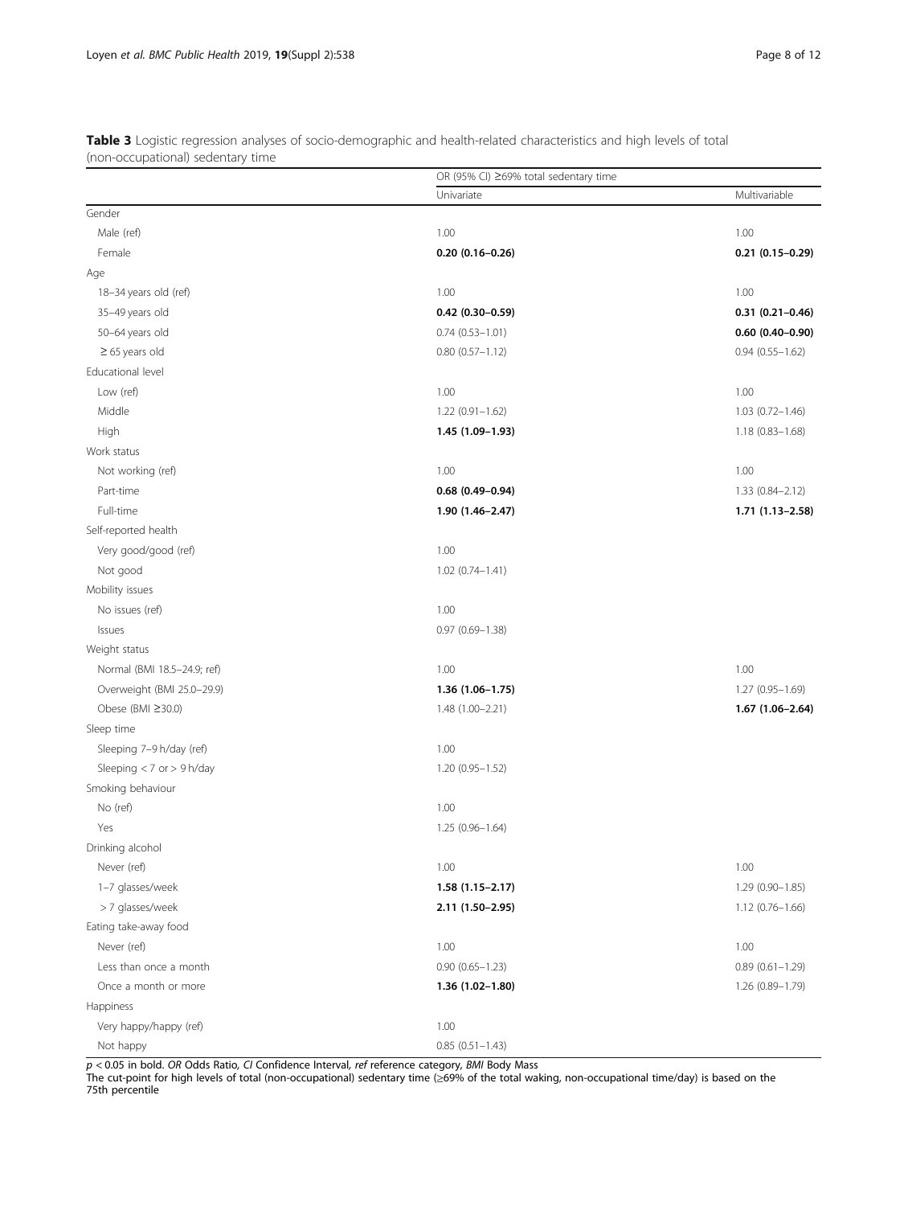**Table 3** Logistic regression analyses of socio-demographic and health-related characteristics and high levels of total (non-occupational) sedentary time

| | OR (95% CI) ≥69% total sedentary time | |
|---|---|---|
| | Univariate | Multivariable |
| Gender | | |
| Male (ref) | 1.00 | 1.00 |
| Female | **0.20 (0.16–0.26)** | **0.21 (0.15–0.29)** |
| Age | | |
| 18–34 years old (ref) | 1.00 | 1.00 |
| 35–49 years old | **0.42 (0.30–0.59)** | **0.31 (0.21–0.46)** |
| 50–64 years old | 0.74 (0.53–1.01) | **0.60 (0.40–0.90)** |
| ≥ 65 years old | 0.80 (0.57–1.12) | 0.94 (0.55–1.62) |
| Educational level | | |
| Low (ref) | 1.00 | 1.00 |
| Middle | 1.22 (0.91–1.62) | 1.03 (0.72–1.46) |
| High | **1.45 (1.09–1.93)** | 1.18 (0.83–1.68) |
| Work status | | |
| Not working (ref) | 1.00 | 1.00 |
| Part-time | **0.68 (0.49–0.94)** | 1.33 (0.84–2.12) |
| Full-time | **1.90 (1.46–2.47)** | **1.71 (1.13–2.58)** |
| Self-reported health | | |
| Very good/good (ref) | 1.00 | |
| Not good | 1.02 (0.74–1.41) | |
| Mobility issues | | |
| No issues (ref) | 1.00 | |
| Issues | 0.97 (0.69–1.38) | |
| Weight status | | |
| Normal (BMI 18.5–24.9; ref) | 1.00 | 1.00 |
| Overweight (BMI 25.0–29.9) | **1.36 (1.06–1.75)** | 1.27 (0.95–1.69) |
| Obese (BMI ≥30.0) | 1.48 (1.00–2.21) | **1.67 (1.06–2.64)** |
| Sleep time | | |
| Sleeping 7–9 h/day (ref) | 1.00 | |
| Sleeping < 7 or > 9 h/day | 1.20 (0.95–1.52) | |
| Smoking behaviour | | |
| No (ref) | 1.00 | |
| Yes | 1.25 (0.96–1.64) | |
| Drinking alcohol | | |
| Never (ref) | 1.00 | 1.00 |
| 1–7 glasses/week | **1.58 (1.15–2.17)** | 1.29 (0.90–1.85) |
| > 7 glasses/week | **2.11 (1.50–2.95)** | 1.12 (0.76–1.66) |
| Eating take-away food | | |
| Never (ref) | 1.00 | 1.00 |
| Less than once a month | 0.90 (0.65–1.23) | 0.89 (0.61–1.29) |
| Once a month or more | **1.36 (1.02–1.80)** | 1.26 (0.89–1.79) |
| Happiness | | |
| Very happy/happy (ref) | 1.00 | |
| Not happy | 0.85 (0.51–1.43) | |

$p < 0.05$ in bold. *OR* Odds Ratio, *CI* Confidence Interval, *ref* reference category, *BMI* Body Mass

The cut-point for high levels of total (non-occupational) sedentary time (≥69% of the total waking, non-occupational time/day) is based on the 75th percentile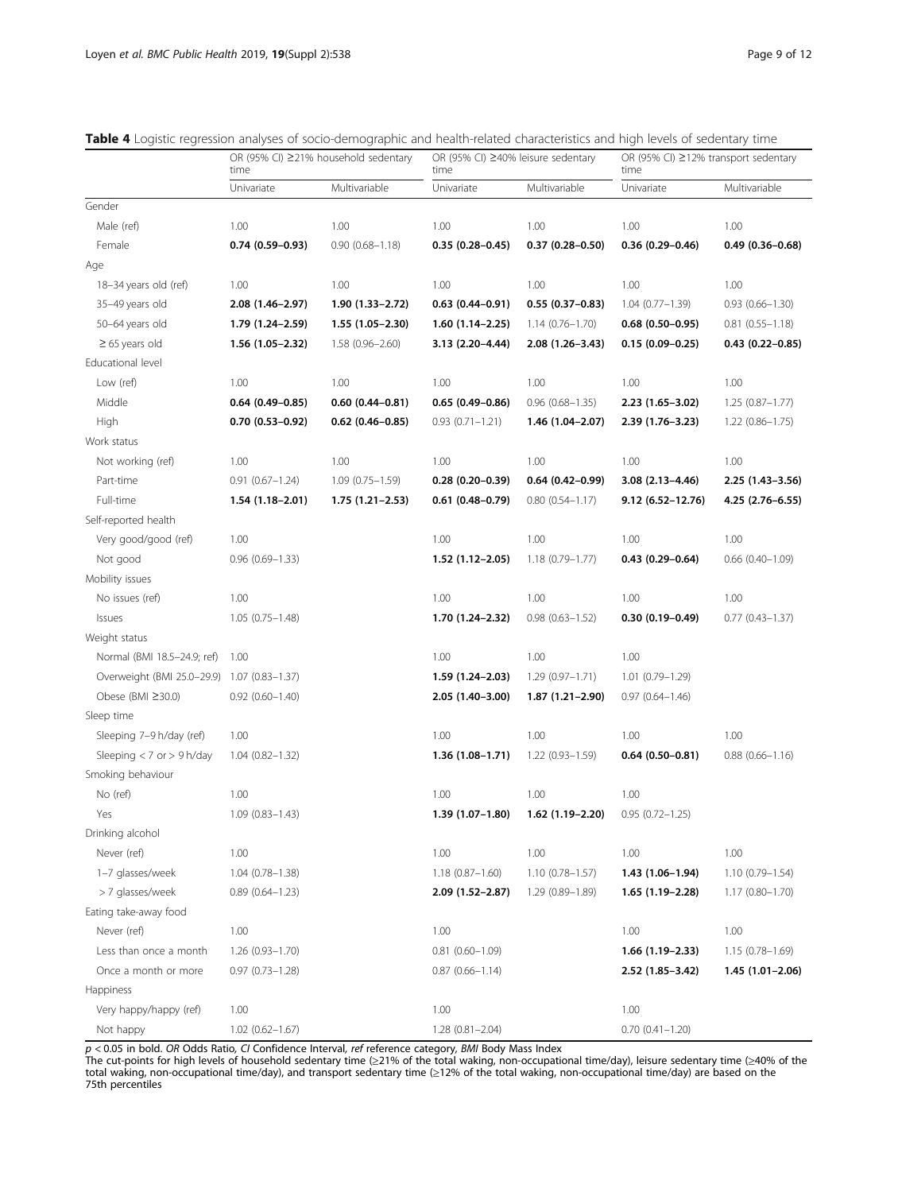**Table 4** Logistic regression analyses of socio-demographic and health-related characteristics and high levels of sedentary time

| | OR (95% CI) ≥21% household sedentary time | | OR (95% CI) ≥40% leisure sedentary time | | OR (95% CI) ≥12% transport sedentary time | |
|---|---|---|---|---|---|---|
| | Univariate | Multivariable | Univariate | Multivariable | Univariate | Multivariable |
| Gender | | | | | | |
| Male (ref) | 1.00 | 1.00 | 1.00 | 1.00 | 1.00 | 1.00 |
| Female | **0.74 (0.59–0.93)** | 0.90 (0.68–1.18) | **0.35 (0.28–0.45)** | **0.37 (0.28–0.50)** | **0.36 (0.29–0.46)** | **0.49 (0.36–0.68)** |
| Age | | | | | | |
| 18–34 years old (ref) | 1.00 | 1.00 | 1.00 | 1.00 | 1.00 | 1.00 |
| 35–49 years old | **2.08 (1.46–2.97)** | **1.90 (1.33–2.72)** | **0.63 (0.44–0.91)** | **0.55 (0.37–0.83)** | 1.04 (0.77–1.39) | 0.93 (0.66–1.30) |
| 50–64 years old | **1.79 (1.24–2.59)** | **1.55 (1.05–2.30)** | **1.60 (1.14–2.25)** | 1.14 (0.76–1.70) | **0.68 (0.50–0.95)** | 0.81 (0.55–1.18) |
| ≥ 65 years old | **1.56 (1.05–2.32)** | 1.58 (0.96–2.60) | **3.13 (2.20–4.44)** | **2.08 (1.26–3.43)** | **0.15 (0.09–0.25)** | **0.43 (0.22–0.85)** |
| Educational level | | | | | | |
| Low (ref) | 1.00 | 1.00 | 1.00 | 1.00 | 1.00 | 1.00 |
| Middle | **0.64 (0.49–0.85)** | **0.60 (0.44–0.81)** | **0.65 (0.49–0.86)** | 0.96 (0.68–1.35) | **2.23 (1.65–3.02)** | 1.25 (0.87–1.77) |
| High | **0.70 (0.53–0.92)** | **0.62 (0.46–0.85)** | 0.93 (0.71–1.21) | **1.46 (1.04–2.07)** | **2.39 (1.76–3.23)** | 1.22 (0.86–1.75) |
| Work status | | | | | | |
| Not working (ref) | 1.00 | 1.00 | 1.00 | 1.00 | 1.00 | 1.00 |
| Part-time | 0.91 (0.67–1.24) | 1.09 (0.75–1.59) | **0.28 (0.20–0.39)** | **0.64 (0.42–0.99)** | **3.08 (2.13–4.46)** | **2.25 (1.43–3.56)** |
| Full-time | **1.54 (1.18–2.01)** | **1.75 (1.21–2.53)** | **0.61 (0.48–0.79)** | 0.80 (0.54–1.17) | **9.12 (6.52–12.76)** | **4.25 (2.76–6.55)** |
| Self-reported health | | | | | | |
| Very good/good (ref) | 1.00 | | 1.00 | 1.00 | 1.00 | 1.00 |
| Not good | 0.96 (0.69–1.33) | | **1.52 (1.12–2.05)** | 1.18 (0.79–1.77) | **0.43 (0.29–0.64)** | 0.66 (0.40–1.09) |
| Mobility issues | | | | | | |
| No issues (ref) | 1.00 | | 1.00 | 1.00 | 1.00 | 1.00 |
| Issues | 1.05 (0.75–1.48) | | **1.70 (1.24–2.32)** | 0.98 (0.63–1.52) | **0.30 (0.19–0.49)** | 0.77 (0.43–1.37) |
| Weight status | | | | | | |
| Normal (BMI 18.5–24.9; ref) | 1.00 | | 1.00 | 1.00 | 1.00 | |
| Overweight (BMI 25.0–29.9) | 1.07 (0.83–1.37) | | **1.59 (1.24–2.03)** | 1.29 (0.97–1.71) | 1.01 (0.79–1.29) | |
| Obese (BMI ≥30.0) | 0.92 (0.60–1.40) | | **2.05 (1.40–3.00)** | **1.87 (1.21–2.90)** | 0.97 (0.64–1.46) | |
| Sleep time | | | | | | |
| Sleeping 7–9 h/day (ref) | 1.00 | | 1.00 | 1.00 | 1.00 | 1.00 |
| Sleeping < 7 or > 9 h/day | 1.04 (0.82–1.32) | | **1.36 (1.08–1.71)** | 1.22 (0.93–1.59) | **0.64 (0.50–0.81)** | 0.88 (0.66–1.16) |
| Smoking behaviour | | | | | | |
| No (ref) | 1.00 | | 1.00 | 1.00 | 1.00 | |
| Yes | 1.09 (0.83–1.43) | | **1.39 (1.07–1.80)** | **1.62 (1.19–2.20)** | 0.95 (0.72–1.25) | |
| Drinking alcohol | | | | | | |
| Never (ref) | 1.00 | | 1.00 | 1.00 | 1.00 | 1.00 |
| 1–7 glasses/week | 1.04 (0.78–1.38) | | 1.18 (0.87–1.60) | 1.10 (0.78–1.57) | **1.43 (1.06–1.94)** | 1.10 (0.79–1.54) |
| > 7 glasses/week | 0.89 (0.64–1.23) | | **2.09 (1.52–2.87)** | 1.29 (0.89–1.89) | **1.65 (1.19–2.28)** | 1.17 (0.80–1.70) |
| Eating take-away food | | | | | | |
| Never (ref) | 1.00 | | 1.00 | | 1.00 | 1.00 |
| Less than once a month | 1.26 (0.93–1.70) | | 0.81 (0.60–1.09) | | **1.66 (1.19–2.33)** | 1.15 (0.78–1.69) |
| Once a month or more | 0.97 (0.73–1.28) | | 0.87 (0.66–1.14) | | **2.52 (1.85–3.42)** | **1.45 (1.01–2.06)** |
| Happiness | | | | | | |
| Very happy/happy (ref) | 1.00 | | 1.00 | | 1.00 | |
| Not happy | 1.02 (0.62–1.67) | | 1.28 (0.81–2.04) | | 0.70 (0.41–1.20) | |

$p < 0.05$ in bold. *OR* Odds Ratio, *CI* Confidence Interval, *ref* reference category, *BMI* Body Mass Index
The cut-points for high levels of household sedentary time (≥21% of the total waking, non-occupational time/day), leisure sedentary time (≥40% of the total waking, non-occupational time/day), and transport sedentary time (≥12% of the total waking, non-occupational time/day) are based on the 75th percentiles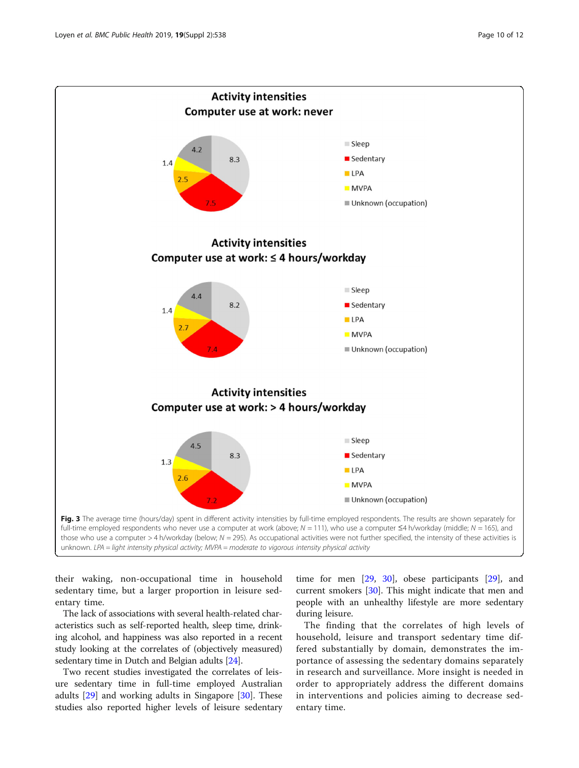Fig. 3 The average time (hours/day) spent in different activity intensities by full-time employed respondents. The results are shown separately for full-time employed respondents who never use a computer at work (above; *N* = 111), who use a computer ≤4 h/workday (middle; *N* = 165), and those who use a computer > 4 h/workday (below; *N* = 295). As occupational activities were not further specified, the intensity of these activities is unknown. *LPA = light intensity physical activity; MVPA = moderate to vigorous intensity physical activity*

their waking, non-occupational time in household sedentary time, but a larger proportion in leisure sedentary time.

The lack of associations with several health-related characteristics such as self-reported health, sleep time, drinking alcohol, and happiness was also reported in a recent study looking at the correlates of (objectively measured) sedentary time in Dutch and Belgian adults [24].

Two recent studies investigated the correlates of leisure sedentary time in full-time employed Australian adults [29] and working adults in Singapore [30]. These studies also reported higher levels of leisure sedentary time for men [29, 30], obese participants [29], and current smokers [30]. This might indicate that men and people with an unhealthy lifestyle are more sedentary during leisure.

The finding that the correlates of high levels of household, leisure and transport sedentary time differed substantially by domain, demonstrates the importance of assessing the sedentary domains separately in research and surveillance. More insight is needed in order to appropriately address the different domains in interventions and policies aiming to decrease sedentary time.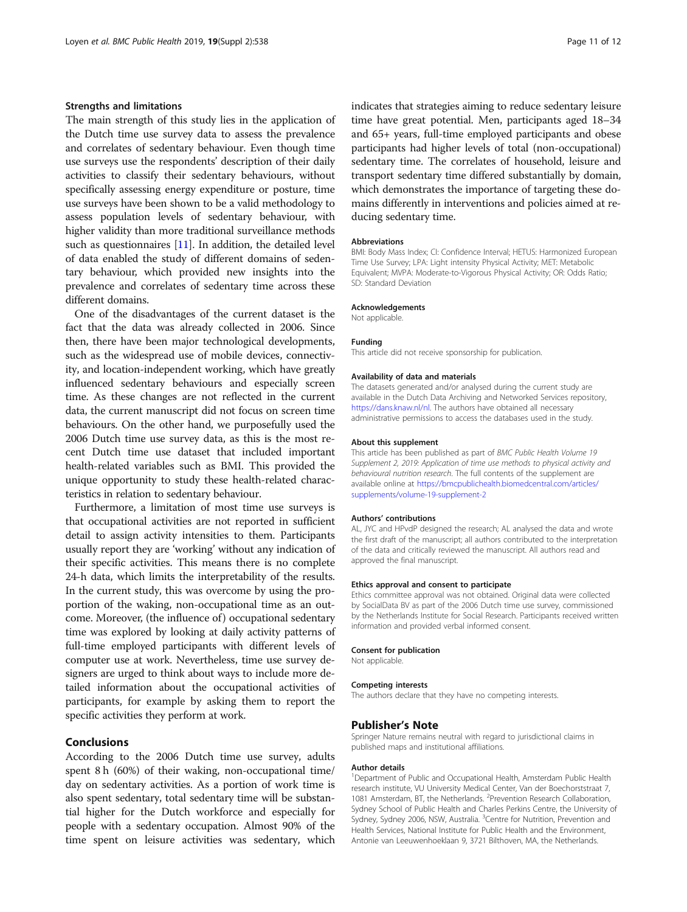### Strengths and limitations

The main strength of this study lies in the application of the Dutch time use survey data to assess the prevalence and correlates of sedentary behaviour. Even though time use surveys use the respondents' description of their daily activities to classify their sedentary behaviours, without specifically assessing energy expenditure or posture, time use surveys have been shown to be a valid methodology to assess population levels of sedentary behaviour, with higher validity than more traditional surveillance methods such as questionnaires [11]. In addition, the detailed level of data enabled the study of different domains of sedentary behaviour, which provided new insights into the prevalence and correlates of sedentary time across these different domains.

One of the disadvantages of the current dataset is the fact that the data was already collected in 2006. Since then, there have been major technological developments, such as the widespread use of mobile devices, connectivity, and location-independent working, which have greatly influenced sedentary behaviours and especially screen time. As these changes are not reflected in the current data, the current manuscript did not focus on screen time behaviours. On the other hand, we purposefully used the 2006 Dutch time use survey data, as this is the most recent Dutch time use dataset that included important health-related variables such as BMI. This provided the unique opportunity to study these health-related characteristics in relation to sedentary behaviour.

Furthermore, a limitation of most time use surveys is that occupational activities are not reported in sufficient detail to assign activity intensities to them. Participants usually report they are 'working' without any indication of their specific activities. This means there is no complete 24-h data, which limits the interpretability of the results. In the current study, this was overcome by using the proportion of the waking, non-occupational time as an outcome. Moreover, (the influence of) occupational sedentary time was explored by looking at daily activity patterns of full-time employed participants with different levels of computer use at work. Nevertheless, time use survey designers are urged to think about ways to include more detailed information about the occupational activities of participants, for example by asking them to report the specific activities they perform at work.

## Conclusions

According to the 2006 Dutch time use survey, adults spent 8 h (60%) of their waking, non-occupational time/day on sedentary activities. As a portion of work time is also spent sedentary, total sedentary time will be substantial higher for the Dutch workforce and especially for people with a sedentary occupation. Almost 90% of the time spent on leisure activities was sedentary, which indicates that strategies aiming to reduce sedentary leisure time have great potential. Men, participants aged 18–34 and 65+ years, full-time employed participants and obese participants had higher levels of total (non-occupational) sedentary time. The correlates of household, leisure and transport sedentary time differed substantially by domain, which demonstrates the importance of targeting these domains differently in interventions and policies aimed at reducing sedentary time.

#### Abbreviations

BMI: Body Mass Index; CI: Confidence Interval; HETUS: Harmonized European Time Use Survey; LPA: Light intensity Physical Activity; MET: Metabolic Equivalent; MVPA: Moderate-to-Vigorous Physical Activity; OR: Odds Ratio; SD: Standard Deviation

#### Acknowledgements

Not applicable.

#### Funding

This article did not receive sponsorship for publication.

#### Availability of data and materials

The datasets generated and/or analysed during the current study are available in the Dutch Data Archiving and Networked Services repository, https://dans.knaw.nl/nl. The authors have obtained all necessary administrative permissions to access the databases used in the study.

#### About this supplement

This article has been published as part of *BMC Public Health Volume 19 Supplement 2, 2019: Application of time use methods to physical activity and behavioural nutrition research*. The full contents of the supplement are available online at https://bmcpublichealth.biomedcentral.com/articles/supplements/volume-19-supplement-2

#### Authors' contributions

AL, JYC and HPvdP designed the research; AL analysed the data and wrote the first draft of the manuscript; all authors contributed to the interpretation of the data and critically reviewed the manuscript. All authors read and approved the final manuscript.

#### Ethics approval and consent to participate

Ethics committee approval was not obtained. Original data were collected by SocialData BV as part of the 2006 Dutch time use survey, commissioned by the Netherlands Institute for Social Research. Participants received written information and provided verbal informed consent.

#### Consent for publication

Not applicable.

#### Competing interests

The authors declare that they have no competing interests.

## Publisher's Note

Springer Nature remains neutral with regard to jurisdictional claims in published maps and institutional affiliations.

#### Author details

[1]Department of Public and Occupational Health, Amsterdam Public Health research institute, VU University Medical Center, Van der Boechorststraat 7, 1081 Amsterdam, BT, the Netherlands. [2]Prevention Research Collaboration, Sydney School of Public Health and Charles Perkins Centre, the University of Sydney, Sydney 2006, NSW, Australia. [3]Centre for Nutrition, Prevention and Health Services, National Institute for Public Health and the Environment, Antonie van Leeuwenhoeklaan 9, 3721 Bilthoven, MA, the Netherlands.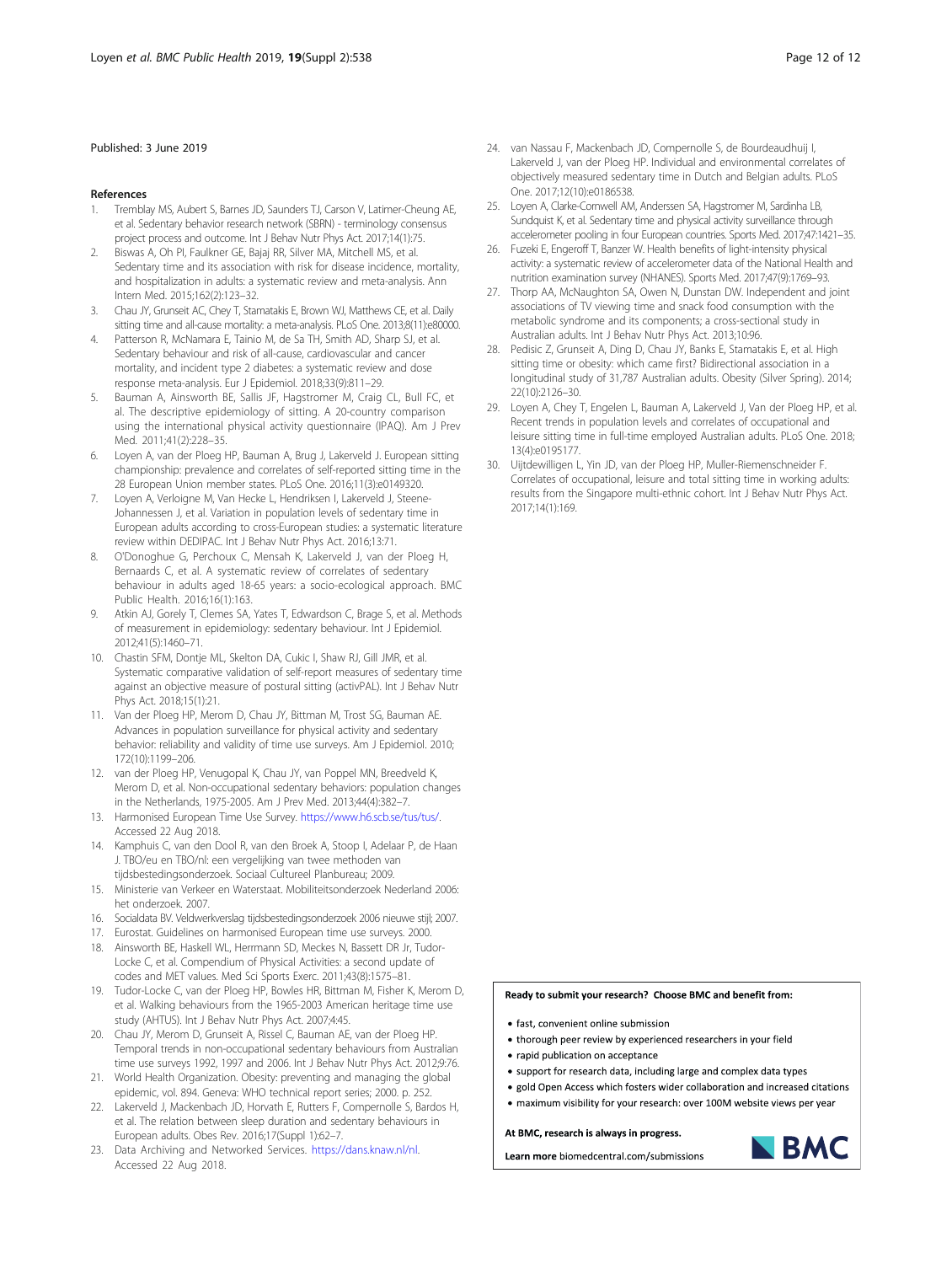Published: 3 June 2019

## References

1. Tremblay MS, Aubert S, Barnes JD, Saunders TJ, Carson V, Latimer-Cheung AE, et al. Sedentary behavior research network (SBRN) - terminology consensus project process and outcome. Int J Behav Nutr Phys Act. 2017;14(1):75.
2. Biswas A, Oh PI, Faulkner GE, Bajaj RR, Silver MA, Mitchell MS, et al. Sedentary time and its association with risk for disease incidence, mortality, and hospitalization in adults: a systematic review and meta-analysis. Ann Intern Med. 2015;162(2):123–32.
3. Chau JY, Grunseit AC, Chey T, Stamatakis E, Brown WJ, Matthews CE, et al. Daily sitting time and all-cause mortality: a meta-analysis. PLoS One. 2013;8(11):e80000.
4. Patterson R, McNamara E, Tainio M, de Sa TH, Smith AD, Sharp SJ, et al. Sedentary behaviour and risk of all-cause, cardiovascular and cancer mortality, and incident type 2 diabetes: a systematic review and dose response meta-analysis. Eur J Epidemiol. 2018;33(9):811–29.
5. Bauman A, Ainsworth BE, Sallis JF, Hagstromer M, Craig CL, Bull FC, et al. The descriptive epidemiology of sitting. A 20-country comparison using the international physical activity questionnaire (IPAQ). Am J Prev Med. 2011;41(2):228–35.
6. Loyen A, van der Ploeg HP, Bauman A, Brug J, Lakerveld J. European sitting championship: prevalence and correlates of self-reported sitting time in the 28 European Union member states. PLoS One. 2016;11(3):e0149320.
7. Loyen A, Verloigne M, Van Hecke L, Hendriksen I, Lakerveld J, Steene-Johannessen J, et al. Variation in population levels of sedentary time in European adults according to cross-European studies: a systematic literature review within DEDIPAC. Int J Behav Nutr Phys Act. 2016;13:71.
8. O'Donoghue G, Perchoux C, Mensah K, Lakerveld J, van der Ploeg H, Bernaards C, et al. A systematic review of correlates of sedentary behaviour in adults aged 18-65 years: a socio-ecological approach. BMC Public Health. 2016;16(1):163.
9. Atkin AJ, Gorely T, Clemes SA, Yates T, Edwardson C, Brage S, et al. Methods of measurement in epidemiology: sedentary behaviour. Int J Epidemiol. 2012;41(5):1460–71.
10. Chastin SFM, Dontje ML, Skelton DA, Cukic I, Shaw RJ, Gill JMR, et al. Systematic comparative validation of self-report measures of sedentary time against an objective measure of postural sitting (activPAL). Int J Behav Nutr Phys Act. 2018;15(1):21.
11. Van der Ploeg HP, Merom D, Chau JY, Bittman M, Trost SG, Bauman AE. Advances in population surveillance for physical activity and sedentary behavior: reliability and validity of time use surveys. Am J Epidemiol. 2010;172(10):1199–206.
12. van der Ploeg HP, Venugopal K, Chau JY, van Poppel MN, Breedveld K, Merom D, et al. Non-occupational sedentary behaviors: population changes in the Netherlands, 1975-2005. Am J Prev Med. 2013;44(4):382–7.
13. Harmonised European Time Use Survey. https://www.h6.scb.se/tus/tus/. Accessed 22 Aug 2018.
14. Kamphuis C, van den Dool R, van den Broek A, Stoop I, Adelaar P, de Haan J. TBO/eu en TBO/nl: een vergelijking van twee methoden van tijdsbestedingsonderzoek. Sociaal Cultureel Planbureau; 2009.
15. Ministerie van Verkeer en Waterstaat. Mobiliteitsonderzoek Nederland 2006: het onderzoek. 2007.
16. Socialdata BV. Veldwerkverslag tijdsbestedingsonderzoek 2006 nieuwe stijl; 2007.
17. Eurostat. Guidelines on harmonised European time use surveys. 2000.
18. Ainsworth BE, Haskell WL, Herrmann SD, Meckes N, Bassett DR Jr, Tudor-Locke C, et al. Compendium of Physical Activities: a second update of codes and MET values. Med Sci Sports Exerc. 2011;43(8):1575–81.
19. Tudor-Locke C, van der Ploeg HP, Bowles HR, Bittman M, Fisher K, Merom D, et al. Walking behaviours from the 1965-2003 American heritage time use study (AHTUS). Int J Behav Nutr Phys Act. 2007;4:45.
20. Chau JY, Merom D, Grunseit A, Rissel C, Bauman AE, van der Ploeg HP. Temporal trends in non-occupational sedentary behaviours from Australian time use surveys 1992, 1997 and 2006. Int J Behav Nutr Phys Act. 2012;9:76.
21. World Health Organization. Obesity: preventing and managing the global epidemic, vol. 894. Geneva: WHO technical report series; 2000. p. 252.
22. Lakerveld J, Mackenbach JD, Horvath E, Rutters F, Compernolle S, Bardos H, et al. The relation between sleep duration and sedentary behaviours in European adults. Obes Rev. 2016;17(Suppl 1):62–7.
23. Data Archiving and Networked Services. https://dans.knaw.nl/nl. Accessed 22 Aug 2018.
24. van Nassau F, Mackenbach JD, Compernolle S, de Bourdeaudhuij I, Lakerveld J, van der Ploeg HP. Individual and environmental correlates of objectively measured sedentary time in Dutch and Belgian adults. PLoS One. 2017;12(10):e0186538.
25. Loyen A, Clarke-Cornwell AM, Anderssen SA, Hagstromer M, Sardinha LB, Sundquist K, et al. Sedentary time and physical activity surveillance through accelerometer pooling in four European countries. Sports Med. 2017;47:1421–35.
26. Fuzeki E, Engeroff T, Banzer W. Health benefits of light-intensity physical activity: a systematic review of accelerometer data of the National Health and nutrition examination survey (NHANES). Sports Med. 2017;47(9):1769–93.
27. Thorp AA, McNaughton SA, Owen N, Dunstan DW. Independent and joint associations of TV viewing time and snack food consumption with the metabolic syndrome and its components; a cross-sectional study in Australian adults. Int J Behav Nutr Phys Act. 2013;10:96.
28. Pedisic Z, Grunseit A, Ding D, Chau JY, Banks E, Stamatakis E, et al. High sitting time or obesity: which came first? Bidirectional association in a longitudinal study of 31,787 Australian adults. Obesity (Silver Spring). 2014;22(10):2126–30.
29. Loyen A, Chey T, Engelen L, Bauman A, Lakerveld J, Van der Ploeg HP, et al. Recent trends in population levels and correlates of occupational and leisure sitting time in full-time employed Australian adults. PLoS One. 2018;13(4):e0195177.
30. Uijtdewilligen L, Yin JD, van der Ploeg HP, Muller-Riemenschneider F. Correlates of occupational, leisure and total sitting time in working adults: results from the Singapore multi-ethnic cohort. Int J Behav Nutr Phys Act. 2017;14(1):169.

**Ready to submit your research? Choose BMC and benefit from:**

- fast, convenient online submission
- thorough peer review by experienced researchers in your field
- rapid publication on acceptance
- support for research data, including large and complex data types
- gold Open Access which fosters wider collaboration and increased citations
- maximum visibility for your research: over 100M website views per year

**At BMC, research is always in progress.**

**Learn more** biomedcentral.com/submissions

BMC